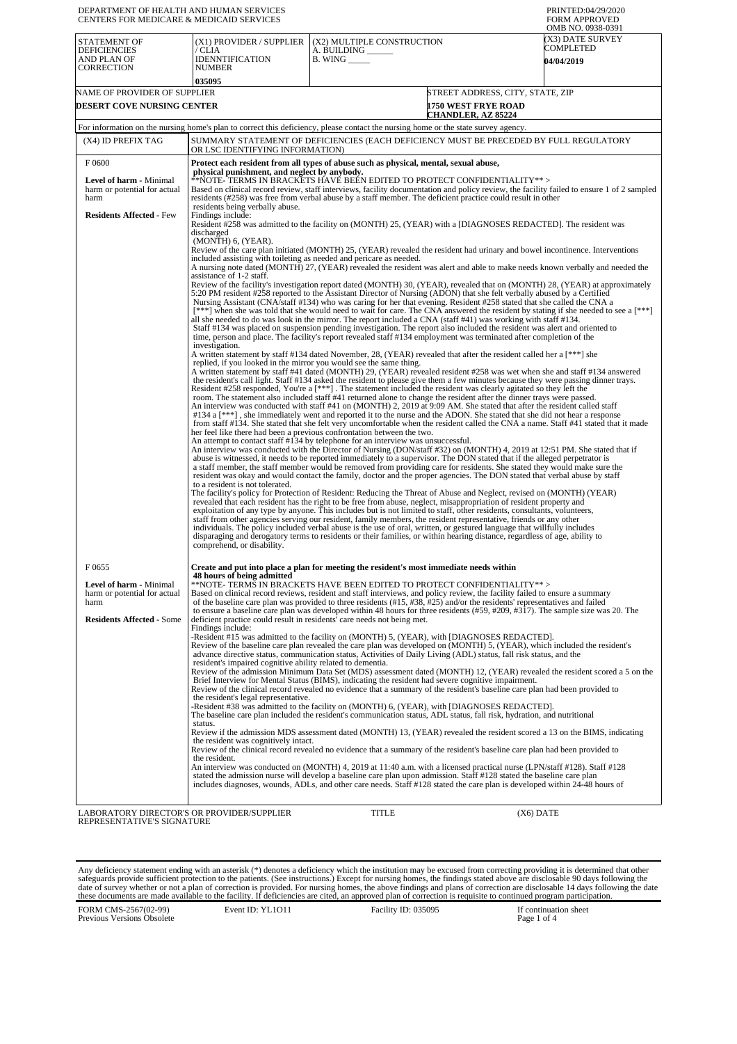DEPARTMENT OF HEALTH AND HUMAN SERVICES
CENTERS FOR MEDICARE & MEDICAID SERVICES

PRINTED:04/29/2020
FORM APPROVED
OMB NO. 0938-0391

| STATEMENT OF DEFICIENCIES AND PLAN OF CORRECTION | (X1) PROVIDER / SUPPLIER / CLIA IDENNTIFICATION NUMBER | (X2) MULTIPLE CONSTRUCTION | (X3) DATE SURVEY COMPLETED |
|---|---|---|---|
| | 035095 | A. BUILDING ______ B. WING _____ | 04/04/2019 |

| NAME OF PROVIDER OF SUPPLIER | STREET ADDRESS, CITY, STATE, ZIP |
|---|---|
| DESERT COVE NURSING CENTER | 1750 WEST FRYE ROAD CHANDLER, AZ 85224 |

For information on the nursing home's plan to correct this deficiency, please contact the nursing home or the state survey agency.

| (X4) ID PREFIX TAG | SUMMARY STATEMENT OF DEFICIENCIES (EACH DEFICIENCY MUST BE PRECEDED BY FULL REGULATORY OR LSC IDENTIFYING INFORMATION) |
|---|---|
| F 0600<br><br>**Level of harm** - Minimal harm or potential for actual harm<br><br>**Residents Affected** - Few | **Protect each resident from all types of abuse such as physical, mental, sexual abuse, physical punishment, and neglect by anybody.**<br>**NOTE- TERMS IN BRACKETS HAVE BEEN EDITED TO PROTECT CONFIDENTIALITY** ><br>Based on clinical record review, staff interviews, facility documentation and policy review, the facility failed to ensure 1 of 2 sampled residents (#258) was free from verbal abuse by a staff member. The deficient practice could result in other residents being verbally abuse.<br>Findings include:<br>Resident #258 was admitted to the facility on (MONTH) 25, (YEAR) with a [DIAGNOSES REDACTED]. The resident was discharged (MONTH) 6, (YEAR).<br>Review of the care plan initiated (MONTH) 25, (YEAR) revealed the resident had urinary and bowel incontinence. Interventions included assisting with toileting as needed and pericare as needed.<br>A nursing note dated (MONTH) 27, (YEAR) revealed the resident was alert and able to make needs known verbally and needed the assistance of 1-2 staff.<br>Review of the facility's investigation report dated (MONTH) 30, (YEAR), revealed that on (MONTH) 28, (YEAR) at approximately 5:20 PM resident #258 reported to the Assistant Director of Nursing (ADON) that she felt verbally abused by a Certified Nursing Assistant (CNA/staff #134) who was caring for her that evening. Resident #258 stated that she called the CNA a [***] when she was told that she would need to wait for care. The CNA answered the resident by stating if she needed to see a [***] all she needed to do was look in the mirror. The report included a CNA (staff #41) was working with staff #134. Staff #134 was placed on suspension pending investigation. The report also included the resident was alert and oriented to time, person and place. The facility's report revealed staff #134 employment was terminated after completion of the investigation.<br>A written statement by staff #134 dated November, 28, (YEAR) revealed that after the resident called her a [***] she replied, if you looked in the mirror you would see the same thing.<br>A written statement by staff #41 dated (MONTH) 29, (YEAR) revealed resident #258 was wet when she and staff #134 answered the resident's call light. Staff #134 asked the resident to please give them a few minutes because they were passing dinner trays. Resident #258 responded, You're a [***] . The statement included the resident was clearly agitated so they left the room. The statement also included staff #41 returned alone to change the resident after the dinner trays were passed.<br>An interview was conducted with staff #41 on (MONTH) 2, 2019 at 9:09 AM. She stated that after the resident called staff #134 a [***] , she immediately went and reported it to the nurse and the ADON. She stated that she did not hear a response from staff #134. She stated that she felt very uncomfortable when the resident called the CNA a name. Staff #41 stated that it made her feel like there had been a previous confrontation between the two.<br>An attempt to contact staff #134 by telephone for an interview was unsuccessful.<br>An interview was conducted with the Director of Nursing (DON/staff #32) on (MONTH) 4, 2019 at 12:51 PM. She stated that if abuse is witnessed, it needs to be reported immediately to a supervisor. The DON stated that if the alleged perpetrator is a staff member, the staff member would be removed from providing care for residents. She stated they would make sure the resident was okay and would contact the family, doctor and the proper agencies. The DON stated that verbal abuse by staff to a resident is not tolerated.<br>The facility's policy for Protection of Resident: Reducing the Threat of Abuse and Neglect, revised on (MONTH) (YEAR) revealed that each resident has the right to be free from abuse, neglect, misappropriation of resident property and exploitation of any type by anyone. This includes but is not limited to staff, other residents, consultants, volunteers, staff from other agencies serving our resident, family members, the resident representative, friends or any other individuals. The policy included verbal abuse is the use of oral, written, or gestured language that willfully includes disparaging and derogatory terms to residents or their families, or within hearing distance, regardless of age, ability to comprehend, or disability. |
| F 0655<br><br>**Level of harm** - Minimal harm or potential for actual harm<br><br>**Residents Affected** - Some | **Create and put into place a plan for meeting the resident's most immediate needs within 48 hours of being admitted**<br>**NOTE- TERMS IN BRACKETS HAVE BEEN EDITED TO PROTECT CONFIDENTIALITY** ><br>Based on clinical record reviews, resident and staff interviews, and policy review, the facility failed to ensure a summary of the baseline care plan was provided to three residents (#15, #38, #25) and/or the residents' representatives and failed to ensure a baseline care plan was developed within 48 hours for three residents (#59, #209, #317). The sample size was 20. The deficient practice could result in residents' care needs not being met.<br>Findings include:<br>-Resident #15 was admitted to the facility on (MONTH) 5, (YEAR), with [DIAGNOSES REDACTED].<br>Review of the baseline care plan revealed the care plan was developed on (MONTH) 5, (YEAR), which included the resident's advance directive status, communication status, Activities of Daily Living (ADL) status, fall risk status, and the resident's impaired cognitive ability related to dementia.<br>Review of the admission Minimum Data Set (MDS) assessment dated (MONTH) 12, (YEAR) revealed the resident scored a 5 on the Brief Interview for Mental Status (BIMS), indicating the resident had severe cognitive impairment.<br>Review of the clinical record revealed no evidence that a summary of the resident's baseline care plan had been provided to the resident's legal representative.<br>-Resident #38 was admitted to the facility on (MONTH) 6, (YEAR), with [DIAGNOSES REDACTED].<br>The baseline care plan included the resident's communication status, ADL status, fall risk, hydration, and nutritional status.<br>Review if the admission MDS assessment dated (MONTH) 13, (YEAR) revealed the resident scored a 13 on the BIMS, indicating the resident was cognitively intact.<br>Review of the clinical record revealed no evidence that a summary of the resident's baseline care plan had been provided to the resident.<br>An interview was conducted on (MONTH) 4, 2019 at 11:40 a.m. with a licensed practical nurse (LPN/staff #128). Staff #128 stated the admission nurse will develop a baseline care plan upon admission. Staff #128 stated the baseline care plan includes diagnoses, wounds, ADLs, and other care needs. Staff #128 stated the care plan is developed within 24-48 hours of |

LABORATORY DIRECTOR'S OR PROVIDER/SUPPLIER REPRESENTATIVE'S SIGNATURE | TITLE | (X6) DATE

Any deficiency statement ending with an asterisk (*) denotes a deficiency which the institution may be excused from correcting providing it is determined that other safeguards provide sufficient protection to the patients. (See instructions.) Except for nursing homes, the findings stated above are disclosable 90 days following the date of survey whether or not a plan of correction is provided. For nursing homes, the above findings and plans of correction are disclosable 14 days following the date these documents are made available to the facility. If deficiencies are cited, an approved plan of correction is requisite to continued program participation.

FORM CMS-2567(02-99) Previous Versions Obsolete | Event ID: YL1O11 | Facility ID: 035095 | If continuation sheet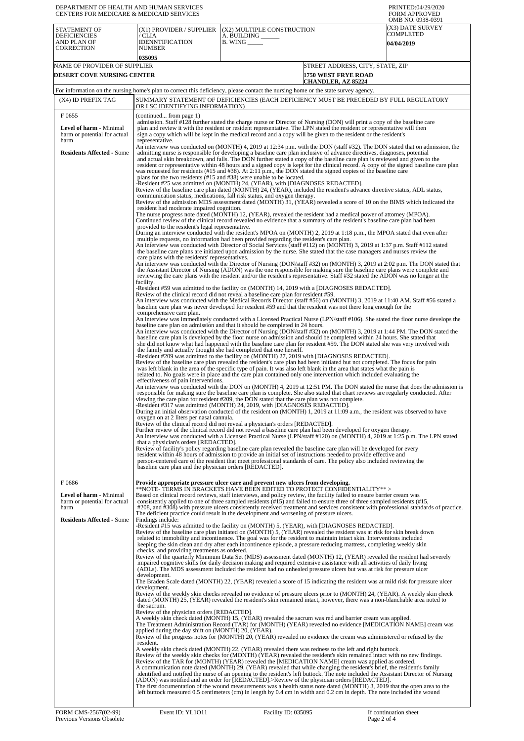DEPARTMENT OF HEALTH AND HUMAN SERVICES
CENTERS FOR MEDICARE & MEDICAID SERVICES

PRINTED:04/29/2020
FORM APPROVED
OMB NO. 0938-0391

| STATEMENT OF DEFICIENCIES AND PLAN OF CORRECTION | (X1) PROVIDER / SUPPLIER / CLIA IDENNTIFICATION NUMBER | (X2) MULTIPLE CONSTRUCTION A. BUILDING ______ B. WING _____ | (X3) DATE SURVEY COMPLETED |
|---|---|---|---|
| | 035095 | | 04/04/2019 |

| NAME OF PROVIDER OF SUPPLIER | STREET ADDRESS, CITY, STATE, ZIP |
|---|---|
| DESERT COVE NURSING CENTER | 1750 WEST FRYE ROAD CHANDLER, AZ 85224 |

For information on the nursing home's plan to correct this deficiency, please contact the nursing home or the state survey agency.

| (X4) ID PREFIX TAG | SUMMARY STATEMENT OF DEFICIENCIES (EACH DEFICIENCY MUST BE PRECEDED BY FULL REGULATORY OR LSC IDENTIFYING INFORMATION) |
|---|---|
| F 0655<br><br>**Level of harm** - Minimal harm or potential for actual harm<br><br>**Residents Affected** - Some | (continued... from page 1)<br>admission. Staff #128 further stated the charge nurse or Director of Nursing (DON) will print a copy of the baseline care plan and review it with the resident or resident representative. The LPN stated the resident or representative will then sign a copy which will be kept in the medical record and a copy will be given to the resident or the resident's representative.<br>An interview was conducted on (MONTH) 4, 2019 at 12:34 p.m. with the DON (staff #32). The DON stated that on admission, the admitting nurse is responsible for developing a baseline care plan inclusive of advance directives, diagnoses, potential and actual skin breakdown, and falls. The DON further stated a copy of the baseline care plan is reviewed and given to the resident or representative within 48 hours and a signed copy is kept for the clinical record. A copy of the signed baseline care plan was requested for residents (#15 and #38). At 2:11 p.m., the DON stated the signed copies of the baseline care plans for the two residents (#15 and #38) were unable to be located.<br>-Resident #25 was admitted on (MONTH) 24, (YEAR), with [DIAGNOSES REDACTED].<br>Review of the baseline care plan dated (MONTH) 24, (YEAR), included the resident's advance directive status, ADL status, communication status, medications, fall risk status, and oxygen therapy.<br>Review of the admission MDS assessment dated (MONTH) 31, (YEAR) revealed a score of 10 on the BIMS which indicated the resident had moderate impaired cognition.<br>The nurse progress note dated (MONTH) 12, (YEAR), revealed the resident had a medical power of attorney (MPOA).<br>Continued review of the clinical record revealed no evidence that a summary of the resident's baseline care plan had been provided to the resident's legal representative.<br>During an interview conducted with the resident's MPOA on (MONTH) 2, 2019 at 1:18 p.m., the MPOA stated that even after multiple requests, no information had been provided regarding the resident's care plan.<br>An interview was conducted with Director of Social Services (staff #112) on (MONTH) 3, 2019 at 1:37 p.m. Staff #112 stated the baseline care plans are initiated upon admission by the nurse. She stated that the case managers and nurses review the care plans with the residents' representatives.<br>An interview was conducted with the Director of Nursing (DON/staff #32) on (MONTH) 3, 2019 at 2:02 p.m. The DON stated that the Assistant Director of Nursing (ADON) was the one responsible for making sure the baseline care plans were complete and reviewing the care plans with the resident and/or the resident's representative. Staff #32 stated the ADON was no longer at the facility.<br>-Resident #59 was admitted to the facility on (MONTH) 14, 2019 with a [DIAGNOSES REDACTED].<br>Review of the clinical record did not reveal a baseline care plan for resident #59.<br>An interview was conducted with the Medical Records Director (staff #56) on (MONTH) 3, 2019 at 11:40 AM. Staff #56 stated a baseline care plan was never developed for resident #59 and that the resident was not there long enough for the comprehensive care plan.<br>An interview was immediately conducted with a Licensed Practical Nurse (LPN/staff #106). She stated the floor nurse develops the baseline care plan on admission and that it should be completed in 24 hours.<br>An interview was conducted with the Director of Nursing (DON/staff #32) on (MONTH) 3, 2019 at 1:44 PM. The DON stated the baseline care plan is developed by the floor nurse on admission and should be completed within 24 hours. She stated that she did not know what had happened with the baseline care plan for resident #59. The DON stated she was very involved with the family and actually thought she had completed that one herself.<br>-Resident #209 was admitted to the facility on (MONTH) 27, 2019 with [DIAGNOSES REDACTED].<br>Review of the baseline care plan revealed the resident's care plan had been initiated but not completed. The focus for pain was left blank in the area of the specific type of pain. It was also left blank in the area that states what the pain is related to. No goals were in place and the care plan contained only one intervention which included evaluating the effectiveness of pain interventions.<br>An interview was conducted with the DON on (MONTH) 4, 2019 at 12:51 PM. The DON stated the nurse that does the admission is responsible for making sure the baseline care plan is complete. She also stated that chart reviews are regularly conducted. After viewing the care plan for resident #209, the DON stated the care plan was not complete.<br>-Resident #317 was admitted (MONTH) 24, 2019, with [DIAGNOSES REDACTED].<br>During an initial observation conducted of the resident on (MONTH) 1, 2019 at 11:09 a.m., the resident was observed to have oxygen on at 2 liters per nasal cannula.<br>Review of the clinical record did not reveal a physician's orders [REDACTED].<br>Further review of the clinical record did not reveal a baseline care plan had been developed for oxygen therapy.<br>An interview was conducted with a Licensed Practical Nurse (LPN/staff #120) on (MONTH) 4, 2019 at 1:25 p.m. The LPN stated that a physician's orders [REDACTED].<br>Review of facility's policy regarding baseline care plan revealed the baseline care plan will be developed for every resident within 48 hours of admission to provide an initial set of instructions needed to provide effective and person-centered care of the resident that meet professional standards of care. The policy also included reviewing the baseline care plan and the physician orders [REDACTED]. |
| F 0686<br><br>**Level of harm** - Minimal harm or potential for actual harm<br><br>**Residents Affected** - Some | **Provide appropriate pressure ulcer care and prevent new ulcers from developing.**<br>**NOTE- TERMS IN BRACKETS HAVE BEEN EDITED TO PROTECT CONFIDENTIALITY** ><br>Based on clinical record reviews, staff interviews, and policy review, the facility failed to ensure barrier cream was consistently applied to one of three sampled residents (#15) and failed to ensure three of three sampled residents (#15, #208, and #308) with pressure ulcers consistently received treatment and services consistent with professional standards of practice. The deficient practice could result in the development and worsening of pressure ulcers.<br>Findings include:<br>-Resident #15 was admitted to the facility on (MONTH) 5, (YEAR), with [DIAGNOSES REDACTED].<br>Review of the baseline care plan initiated on (MONTH) 5, (YEAR) revealed the resident was at risk for skin break down related to immobility and incontinence. The goal was for the resident to maintain intact skin. Interventions included keeping the skin clean and dry after each incontinence episode, a pressure reducing mattress, completing weekly skin checks, and providing treatments as ordered.<br>Review of the quarterly Minimum Data Set (MDS) assessment dated (MONTH) 12, (YEAR) revealed the resident had severely impaired cognitive skills for daily decision making and required extensive assistance with all activities of daily living (ADLs). The MDS assessment included the resident had no unhealed pressure ulcers but was at risk for pressure ulcer development.<br>The Braden Scale dated (MONTH) 22, (YEAR) revealed a score of 15 indicating the resident was at mild risk for pressure ulcer development.<br>Review of the weekly skin checks revealed no evidence of pressure ulcers prior to (MONTH) 24, (YEAR). A weekly skin check dated (MONTH) 25, (YEAR) revealed the resident's skin remained intact, however, there was a non-blanchable area noted to the sacrum.<br>Review of the physician orders [REDACTED].<br>A weekly skin check dated (MONTH) 15, (YEAR) revealed the sacrum was red and barrier cream was applied.<br>The Treatment Administration Record (TAR) for (MONTH) (YEAR) revealed no evidence [MEDICATION NAME] cream was applied during the day shift on (MONTH) 20, (YEAR).<br>Review of the progress notes for (MONTH) 20, (YEAR) revealed no evidence the cream was administered or refused by the resident.<br>A weekly skin check dated (MONTH) 22, (YEAR) revealed there was redness to the left and right buttock.<br>Review of the weekly skin checks for (MONTH) (YEAR) revealed the resident's skin remained intact with no new findings.<br>Review of the TAR for (MONTH) (YEAR) revealed the [MEDICATION NAME] cream was applied as ordered.<br>A communication note dated (MONTH) 29, (YEAR) revealed that while changing the resident's brief, the resident's family identified and notified the nurse of an opening to the resident's left buttock. The note included the Assistant Director of Nursing (ADON) was notified and an order for [REDACTED].>Review of the physician orders [REDACTED].<br>The first documentation of the wound measurements was a health status note dated (MONTH) 3, 2019 that the open area to the left buttock measured 0.5 centimeters (cm) in length by 0.4 cm in width and 0.2 cm in depth. The note included the wound |

FORM CMS-2567(02-99) Previous Versions Obsolete | Event ID: YL1O11 | Facility ID: 035095 | If continuation sheet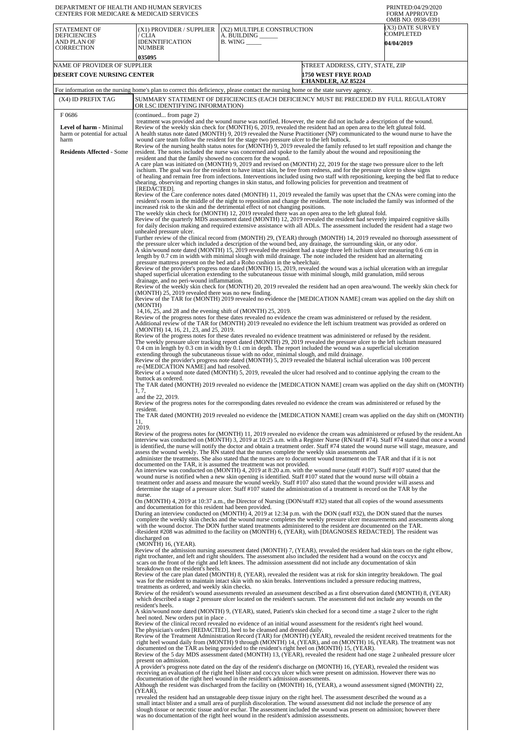DEPARTMENT OF HEALTH AND HUMAN SERVICES
CENTERS FOR MEDICARE & MEDICAID SERVICES

PRINTED:04/29/2020
FORM APPROVED
OMB NO. 0938-0391

| STATEMENT OF DEFICIENCIES AND PLAN OF CORRECTION | (X1) PROVIDER / SUPPLIER / CLIA IDENNTIFICATION NUMBER | (X2) MULTIPLE CONSTRUCTION A. BUILDING ______ B. WING _____ | (X3) DATE SURVEY COMPLETED |
|---|---|---|---|
| | 035095 | | 04/04/2019 |

| NAME OF PROVIDER OF SUPPLIER | STREET ADDRESS, CITY, STATE, ZIP |
|---|---|
| DESERT COVE NURSING CENTER | 1750 WEST FRYE ROAD CHANDLER, AZ 85224 |

For information on the nursing home's plan to correct this deficiency, please contact the nursing home or the state survey agency.

| (X4) ID PREFIX TAG | SUMMARY STATEMENT OF DEFICIENCIES (EACH DEFICIENCY MUST BE PRECEDED BY FULL REGULATORY OR LSC IDENTIFYING INFORMATION) |
|---|---|
| F 0686<br><br>**Level of harm** - Minimal harm or potential for actual harm<br><br>**Residents Affected** - Some | (continued... from page 2)<br>treatment was provided and the wound nurse was notified. However, the note did not include a description of the wound.<br>Review of the weekly skin check for (MONTH) 6, 2019, revealed the resident had an open area to the left gluteal fold.<br>A health status note dated (MONTH) 9, 2019 revealed the Nurse Practitioner (NP) communicated to the wound nurse to have the wound care team follow the resident for the stage two pressure ulcer to the left buttock.<br>Review of the nursing health status notes for (MONTH) 9, 2019 revealed the family refused to let staff reposition and change the resident. The notes included the nurse was concerned and spoke to the family about the wound and repositioning the resident and that the family showed no concern for the wound.<br>A care plan was initiated on (MONTH) 9, 2019 and revised on (MONTH) 22, 2019 for the stage two pressure ulcer to the left ischium. The goal was for the resident to have intact skin, be free from redness, and for the pressure ulcer to show signs of healing and remain free from infections. Interventions included using two staff with repositioning, keeping the bed flat to reduce shearing, observing and reporting changes in skin status, and following policies for prevention and treatment of [REDACTED].<br>Review of the Care conference notes dated (MONTH) 11, 2019 revealed the family was upset that the CNAs were coming into the resident's room in the middle of the night to reposition and change the resident. The note included the family was informed of the increased risk to the skin and the detrimental effect of not changing positions.<br>The weekly skin check for (MONTH) 12, 2019 revealed there was an open area to the left gluteal fold.<br>Review of the quarterly MDS assessment dated (MONTH) 12, 2019 revealed the resident had severely impaired cognitive skills for daily decision making and required extensive assistance with all ADLs. The assessment included the resident had a stage two unhealed pressure ulcer.<br>Further review of the clinical record from (MONTH) 29, (YEAR) through (MONTH) 14, 2019 revealed no thorough assessment of the pressure ulcer which included a description of the wound bed, any drainage, the surrounding skin, or any odor.<br>A skin/wound note dated (MONTH) 15, 2019 revealed the resident had a stage three left ischium ulcer measuring 0.6 cm in length by 0.7 cm in width with minimal slough with mild drainage. The note included the resident had an alternating pressure mattress present on the bed and a Roho cushion in the wheelchair.<br>Review of the provider's progress note dated (MONTH) 15, 2019, revealed the wound was a ischial ulceration with an irregular shaped superficial ulceration extending to the subcutaneous tissue with minimal slough, mild granulation, mild serous drainage, and no peri-wound inflammation.<br>Review of the weekly skin check for (MONTH) 20, 2019 revealed the resident had an open area/wound. The weekly skin check for (MONTH) 25, 2019 revealed there was no new finding.<br>Review of the TAR for (MONTH) 2019 revealed no evidence the [MEDICATION NAME] cream was applied on the day shift on (MONTH) 14,16, 25, and 28 and the evening shift of (MONTH) 25, 2019.<br>Review of the progress notes for these dates revealed no evidence the cream was administered or refused by the resident.<br>Additional review of the TAR for (MONTH) 2019 revealed no evidence the left ischium treatment was provided as ordered on (MONTH) 14, 16, 21, 23, and 25, 2019.<br>Review of the progress notes for these dates revealed no evidence treatment was administered or refused by the resident.<br>The weekly pressure ulcer tracking report dated (MONTH) 29, 2019 revealed the pressure ulcer to the left ischium measured 0.4 cm in length by 0.3 cm in width by 0.1 cm in depth. The report included the wound was a superficial ulceration extending through the subcutaneous tissue with no odor, minimal slough, and mild drainage.<br>Review of the provider's progress note dated (MONTH) 5, 2019 revealed the bilateral ischial ulceration was 100 percent re-[MEDICATION NAME] and had resolved.<br>Review of a wound note dated (MONTH) 5, 2019, revealed the ulcer had resolved and to continue applying the cream to the buttock as ordered.<br>The TAR dated (MONTH) 2019 revealed no evidence the [MEDICATION NAME] cream was applied on the day shift on (MONTH) 1, 7, and the 22, 2019.<br>Review of the progress notes for the corresponding dates revealed no evidence the cream was administered or refused by the resident.<br>The TAR dated (MONTH) 2019 revealed no evidence the [MEDICATION NAME] cream was applied on the day shift on (MONTH) 11, 2019.<br>Review of the progress notes for (MONTH) 11, 2019 revealed no evidence the cream was administered or refused by the resident.An interview was conducted on (MONTH) 3, 2019 at 10:25 a.m. with a Register Nurse (RN/staff #74). Staff #74 stated that once a wound is identified, the nurse will notify the doctor and obtain a treatment order. Staff #74 stated the wound nurse will stage, measure, and assess the wound weekly. The RN stated that the nurses complete the weekly skin assessments and administer the treatments. She also stated that the nurses are to document wound treatment on the TAR and that if it is not documented on the TAR, it is assumed the treatment was not provided.<br>An interview was conducted on (MONTH) 4, 2019 at 8:20 a.m. with the wound nurse (staff #107). Staff #107 stated that the wound nurse is notified when a new skin opening is identified. Staff #107 stated that the wound nurse will obtain a treatment order and assess and measure the wound weekly. Staff #107 also stated that the wound provider will assess and determine the stage of a pressure ulcer. Staff #107 stated the administration of a treatment is record on the TAR by the nurse.<br>On (MONTH) 4, 2019 at 10:37 a.m., the Director of Nursing (DON/staff #32) stated that all copies of the wound assessments and documentation for this resident had been provided.<br>During an interview conducted on (MONTH) 4, 2019 at 12:34 p.m. with the DON (staff #32), the DON stated that the nurses complete the weekly skin checks and the wound nurse completes the weekly pressure ulcer measurements and assessments along with the wound doctor. The DON further stated treatments administered to the resident are documented on the TAR.<br>-Resident #208 was admitted to the facility on (MONTH) 6, (YEAR), with [DIAGNOSES REDACTED]. The resident was discharged on (MONTH) 16, (YEAR).<br>Review of the admission nursing assessment dated (MONTH) 7, (YEAR), revealed the resident had skin tears on the right elbow, right trochanter, and left and right shoulders. The assessment also included the resident had a wound on the coccyx and scars on the front of the right and left knees. The admission assessment did not include any documentation of skin breakdown on the resident's heels.<br>Review of the care plan dated (MONTH) 8, (YEAR), revealed the resident was at risk for skin integrity breakdown. The goal was for the resident to maintain intact skin with no skin breaks. Interventions included a pressure reducing mattress, treatments as ordered, and weekly skin checks.<br>Review of the resident's wound assessments revealed an assessment described as a first observation dated (MONTH) 8, (YEAR) which described a stage 2 pressure ulcer located on the resident's sacrum. The assessment did not include any wounds on the resident's heels.<br>A skin/wound note dated (MONTH) 9, (YEAR), stated, Patient's skin checked for a second time .a stage 2 ulcer to the right heel noted. New orders put in place .<br>Review of the clinical record revealed no evidence of an initial wound assessment for the resident's right heel wound.<br>The physician's orders [REDACTED]. heel to be cleansed and dressed daily.<br>Review of the Treatment Administration Record (TAR) for (MONTH) (YEAR), revealed the resident received treatments for the right heel wound daily from (MONTH) 9 through (MONTH) 14, (YEAR), and on (MONTH) 16, (YEAR). The treatment was not documented on the TAR as being provided to the resident's right heel on (MONTH) 15, (YEAR).<br>Review of the 5 day MDS assessment dated (MONTH) 13, (YEAR), revealed the resident had one stage 2 unhealed pressure ulcer present on admission.<br>A provider's progress note dated on the day of the resident's discharge on (MONTH) 16, (YEAR), revealed the resident was receiving an evaluation of the right heel blister and coccyx ulcer which were present on admission. However there was no documentation of the right heel wound in the resident's admission assessments.<br>Although the resident was discharged from the facility on (MONTH) 16, (YEAR), a wound assessment signed (MONTH) 22, (YEAR), revealed the resident had an unstageable deep tissue injury on the right heel. The assessment described the wound as a small intact blister and a small area of purplish discoloration. The wound assessment did not include the presence of any slough tissue or necrotic tissue and/or eschar. The assessment included the wound was present on admission; however there was no documentation of the right heel wound in the resident's admission assessments. |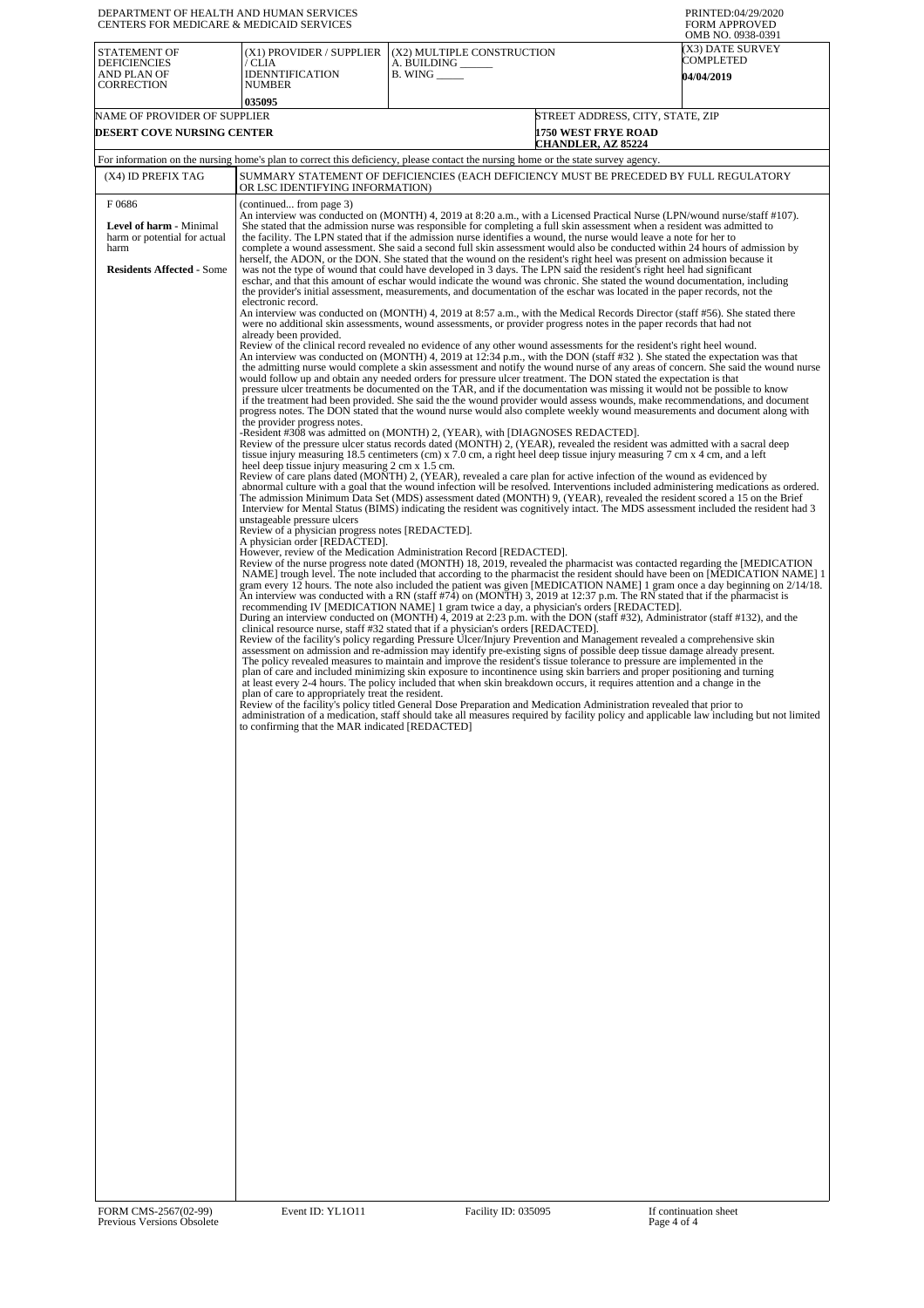DEPARTMENT OF HEALTH AND HUMAN SERVICES
CENTERS FOR MEDICARE & MEDICAID SERVICES

PRINTED:04/29/2020
FORM APPROVED
OMB NO. 0938-0391

| STATEMENT OF DEFICIENCIES AND PLAN OF CORRECTION | (X1) PROVIDER / SUPPLIER / CLIA IDENNTIFICATION NUMBER | (X2) MULTIPLE CONSTRUCTION A. BUILDING ______ B. WING _____ | (X3) DATE SURVEY COMPLETED |
|---|---|---|---|
| | 035095 | | 04/04/2019 |

| NAME OF PROVIDER OF SUPPLIER | STREET ADDRESS, CITY, STATE, ZIP |
|---|---|
| DESERT COVE NURSING CENTER | 1750 WEST FRYE ROAD CHANDLER, AZ 85224 |

For information on the nursing home's plan to correct this deficiency, please contact the nursing home or the state survey agency.

| (X4) ID PREFIX TAG | SUMMARY STATEMENT OF DEFICIENCIES (EACH DEFICIENCY MUST BE PRECEDED BY FULL REGULATORY OR LSC IDENTIFYING INFORMATION) |
|---|---|
| F 0686<br><br>**Level of harm -** Minimal harm or potential for actual harm<br><br>**Residents Affected -** Some | (continued... from page 3)<br>An interview was conducted on (MONTH) 4, 2019 at 8:20 a.m., with a Licensed Practical Nurse (LPN/wound nurse/staff #107). She stated that the admission nurse was responsible for completing a full skin assessment when a resident was admitted to the facility. The LPN stated that if the admission nurse identifies a wound, the nurse would leave a note for her to complete a wound assessment. She said a second full skin assessment would also be conducted within 24 hours of admission by herself, the ADON, or the DON. She stated that the wound on the resident's right heel was present on admission because it was not the type of wound that could have developed in 3 days. The LPN said the resident's right heel had significant eschar, and that this amount of eschar would indicate the wound was chronic. She stated the wound documentation, including the provider's initial assessment, measurements, and documentation of the eschar was located in the paper records, not the electronic record.<br>An interview was conducted on (MONTH) 4, 2019 at 8:57 a.m., with the Medical Records Director (staff #56). She stated there were no additional skin assessments, wound assessments, or provider progress notes in the paper records that had not already been provided.<br>Review of the clinical record revealed no evidence of any other wound assessments for the resident's right heel wound.<br>An interview was conducted on (MONTH) 4, 2019 at 12:34 p.m., with the DON (staff #32 ). She stated the expectation was that the admitting nurse would complete a skin assessment and notify the wound nurse of any areas of concern. She said the wound nurse would follow up and obtain any needed orders for pressure ulcer treatment. The DON stated the expectation is that pressure ulcer treatments be documented on the TAR, and if the documentation was missing it would not be possible to know if the treatment had been provided. She said the the wound provider would assess wounds, make recommendations, and document progress notes. The DON stated that the wound nurse would also complete weekly wound measurements and document along with the provider progress notes.<br>-Resident #308 was admitted on (MONTH) 2, (YEAR), with [DIAGNOSES REDACTED].<br>Review of the pressure ulcer status records dated (MONTH) 2, (YEAR), revealed the resident was admitted with a sacral deep tissue injury measuring 18.5 centimeters (cm) x 7.0 cm, a right heel deep tissue injury measuring 7 cm x 4 cm, and a left heel deep tissue injury measuring 2 cm x 1.5 cm.<br>Review of care plans dated (MONTH) 2, (YEAR), revealed a care plan for active infection of the wound as evidenced by abnormal culture with a goal that the wound infection will be resolved. Interventions included administering medications as ordered.<br>The admission Minimum Data Set (MDS) assessment dated (MONTH) 9, (YEAR), revealed the resident scored a 15 on the Brief Interview for Mental Status (BIMS) indicating the resident was cognitively intact. The MDS assessment included the resident had 3 unstageable pressure ulcers<br>Review of a physician progress notes [REDACTED].<br>A physician order [REDACTED].<br>However, review of the Medication Administration Record [REDACTED].<br>Review of the nurse progress note dated (MONTH) 18, 2019, revealed the pharmacist was contacted regarding the [MEDICATION NAME] trough level. The note included that according to the pharmacist the resident should have been on [MEDICATION NAME] 1 gram every 12 hours. The note also included the patient was given [MEDICATION NAME] 1 gram once a day beginning on 2/14/18.<br>An interview was conducted with a RN (staff #74) on (MONTH) 3, 2019 at 12:37 p.m. The RN stated that if the pharmacist is recommending IV [MEDICATION NAME] 1 gram twice a day, a physician's orders [REDACTED].<br>During an interview conducted on (MONTH) 4, 2019 at 2:23 p.m. with the DON (staff #32), Administrator (staff #132), and the clinical resource nurse, staff #32 stated that if a physician's orders [REDACTED].<br>Review of the facility's policy regarding Pressure Ulcer/Injury Prevention and Management revealed a comprehensive skin assessment on admission and re-admission may identify pre-existing signs of possible deep tissue damage already present. The policy revealed measures to maintain and improve the resident's tissue tolerance to pressure are implemented in the plan of care and included minimizing skin exposure to incontinence using skin barriers and proper positioning and turning at least every 2-4 hours. The policy included that when skin breakdown occurs, it requires attention and a change in the plan of care to appropriately treat the resident.<br>Review of the facility's policy titled General Dose Preparation and Medication Administration revealed that prior to administration of a medication, staff should take all measures required by facility policy and applicable law including but not limited to confirming that the MAR indicated [REDACTED] |

FORM CMS-2567(02-99) Previous Versions Obsolete | Event ID: YL1O11 | Facility ID: 035095 | If continuation sheet